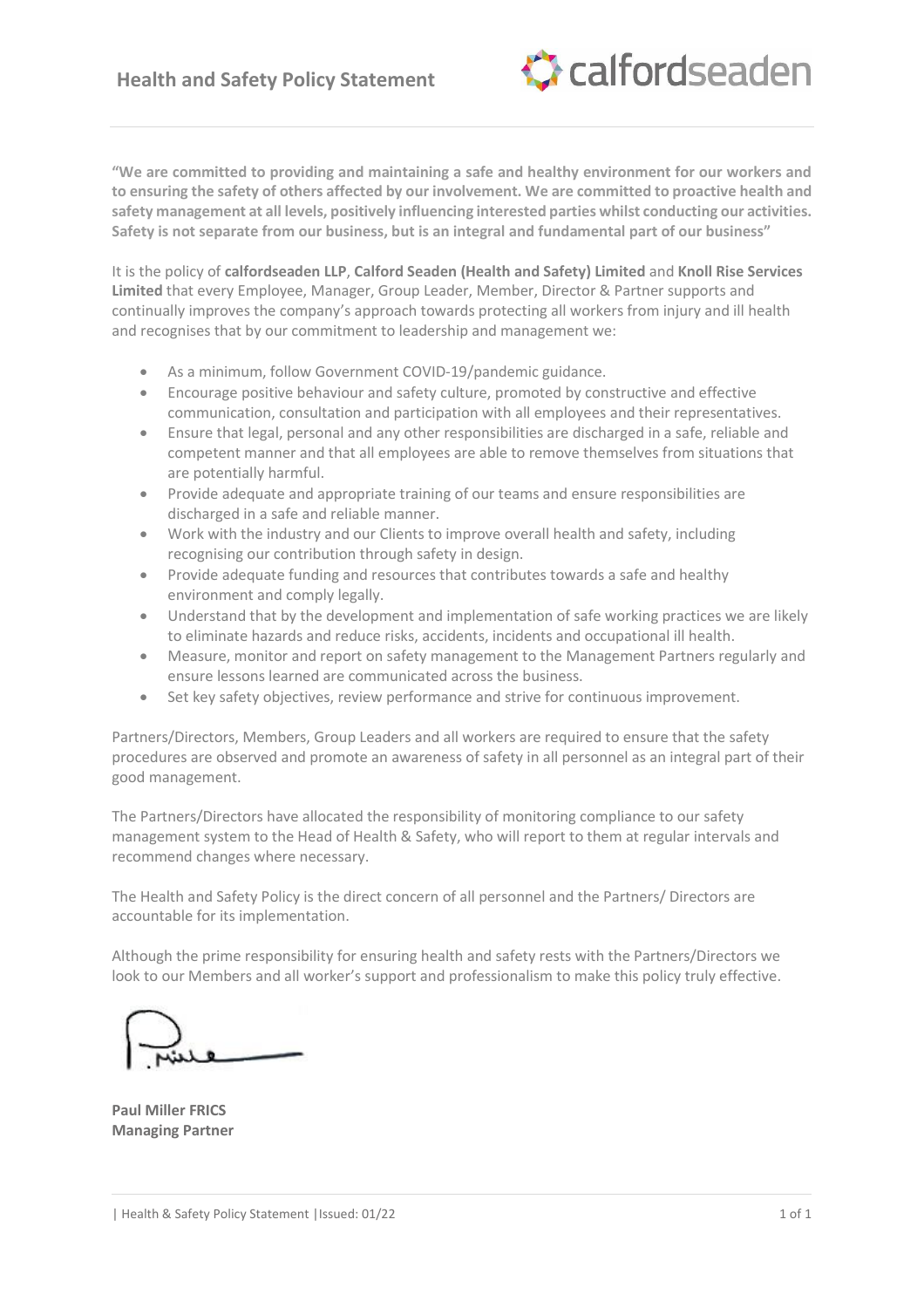# Health and Safety Policy Statement

**"We are committed to providing and maintaining a safe and healthy environment for our workers and to ensuring the safety of others affected by our involvement. We are committed to proactive health and safety management at all levels, positively influencing interested parties whilst conducting our activities. Safety is not separate from our business, but is an integral and fundamental part of our business"**

It is the policy of **calfordseaden LLP**, **Calford Seaden (Health and Safety) Limited** and **Knoll Rise Services Limited** that every Employee, Manager, Group Leader, Member, Director & Partner supports and continually improves the company's approach towards protecting all workers from injury and ill health and recognises that by our commitment to leadership and management we:

- As a minimum, follow Government COVID-19/pandemic guidance.
- Encourage positive behaviour and safety culture, promoted by constructive and effective communication, consultation and participation with all employees and their representatives.
- Ensure that legal, personal and any other responsibilities are discharged in a safe, reliable and competent manner and that all employees are able to remove themselves from situations that are potentially harmful.
- Provide adequate and appropriate training of our teams and ensure responsibilities are discharged in a safe and reliable manner.
- Work with the industry and our Clients to improve overall health and safety, including recognising our contribution through safety in design.
- Provide adequate funding and resources that contributes towards a safe and healthy environment and comply legally.
- Understand that by the development and implementation of safe working practices we are likely to eliminate hazards and reduce risks, accidents, incidents and occupational ill health.
- Measure, monitor and report on safety management to the Management Partners regularly and ensure lessons learned are communicated across the business.
- Set key safety objectives, review performance and strive for continuous improvement.

Partners/Directors, Members, Group Leaders and all workers are required to ensure that the safety procedures are observed and promote an awareness of safety in all personnel as an integral part of their good management.

The Partners/Directors have allocated the responsibility of monitoring compliance to our safety management system to the Head of Health & Safety, who will report to them at regular intervals and recommend changes where necessary.

The Health and Safety Policy is the direct concern of all personnel and the Partners/ Directors are accountable for its implementation.

Although the prime responsibility for ensuring health and safety rests with the Partners/Directors we look to our Members and all worker's support and professionalism to make this policy truly effective.

**Paul Miller FRICS**
**Managing Partner**

| Health & Safety Policy Statement | Issued: 01/22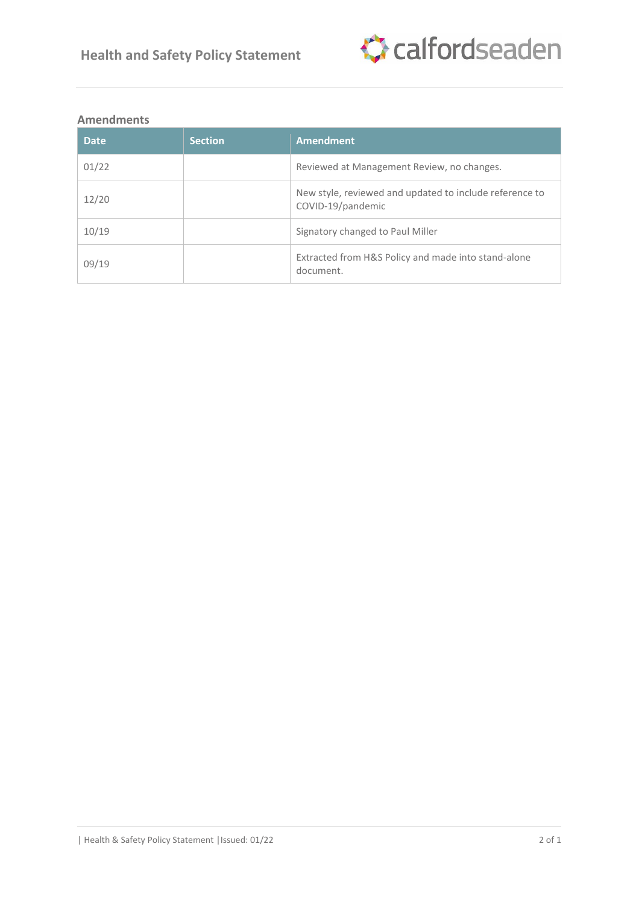## Amendments

| Date | Section | Amendment |
| --- | --- | --- |
| 01/22 | | Reviewed at Management Review, no changes. |
| 12/20 | | New style, reviewed and updated to include reference to COVID-19/pandemic |
| 10/19 | | Signatory changed to Paul Miller |
| 09/19 | | Extracted from H&S Policy and made into stand-alone document. |